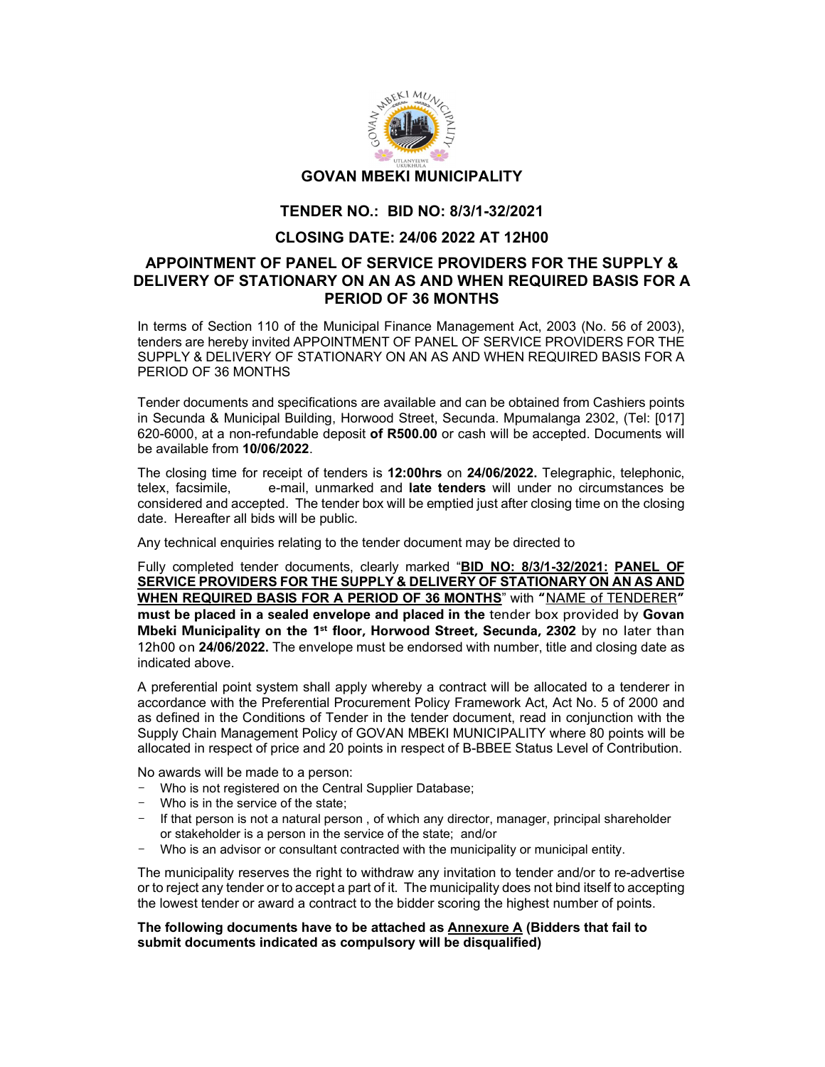# GOVAN MBEKI MUNICIPALITY

## TENDER NO.: BID NO: 8/3/1-32/2021

## CLOSING DATE: 24/06 2022 AT 12H00

## APPOINTMENT OF PANEL OF SERVICE PROVIDERS FOR THE SUPPLY & DELIVERY OF STATIONARY ON AN AS AND WHEN REQUIRED BASIS FOR A PERIOD OF 36 MONTHS

In terms of Section 110 of the Municipal Finance Management Act, 2003 (No. 56 of 2003), tenders are hereby invited APPOINTMENT OF PANEL OF SERVICE PROVIDERS FOR THE SUPPLY & DELIVERY OF STATIONARY ON AN AS AND WHEN REQUIRED BASIS FOR A PERIOD OF 36 MONTHS

Tender documents and specifications are available and can be obtained from Cashiers points in Secunda & Municipal Building, Horwood Street, Secunda. Mpumalanga 2302, (Tel: [017] 620-6000, at a non-refundable deposit **of R500.00** or cash will be accepted. Documents will be available from **10/06/2022**.

The closing time for receipt of tenders is **12:00hrs** on **24/06/2022.** Telegraphic, telephonic, telex, facsimile, e-mail, unmarked and **late tenders** will under no circumstances be considered and accepted. The tender box will be emptied just after closing time on the closing date. Hereafter all bids will be public.

Any technical enquiries relating to the tender document may be directed to

Fully completed tender documents, clearly marked "**BID NO: 8/3/1-32/2021: PANEL OF SERVICE PROVIDERS FOR THE SUPPLY & DELIVERY OF STATIONARY ON AN AS AND WHEN REQUIRED BASIS FOR A PERIOD OF 36 MONTHS**" with **"**NAME of TENDERER**"** **must be placed in a sealed envelope and placed in the** tender box provided by **Govan Mbeki Municipality on the 1st floor, Horwood Street, Secunda, 2302** by no later than 12h00 on **24/06/2022.** The envelope must be endorsed with number, title and closing date as indicated above.

A preferential point system shall apply whereby a contract will be allocated to a tenderer in accordance with the Preferential Procurement Policy Framework Act, Act No. 5 of 2000 and as defined in the Conditions of Tender in the tender document, read in conjunction with the Supply Chain Management Policy of GOVAN MBEKI MUNICIPALITY where 80 points will be allocated in respect of price and 20 points in respect of B-BBEE Status Level of Contribution.

No awards will be made to a person:

- Who is not registered on the Central Supplier Database;
- Who is in the service of the state;
- If that person is not a natural person , of which any director, manager, principal shareholder or stakeholder is a person in the service of the state; and/or
- Who is an advisor or consultant contracted with the municipality or municipal entity.

The municipality reserves the right to withdraw any invitation to tender and/or to re-advertise or to reject any tender or to accept a part of it. The municipality does not bind itself to accepting the lowest tender or award a contract to the bidder scoring the highest number of points.

**The following documents have to be attached as Annexure A (Bidders that fail to submit documents indicated as compulsory will be disqualified)**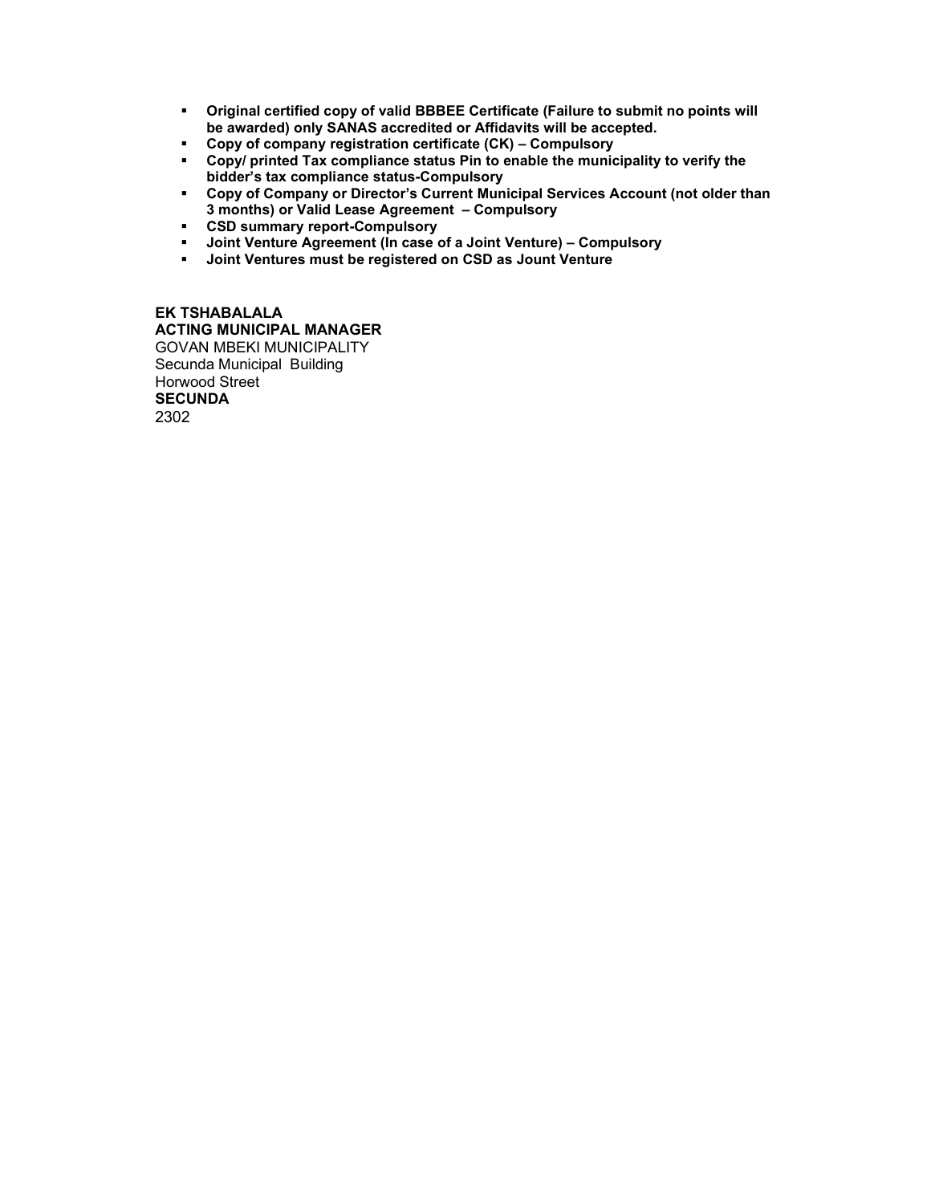- **Original certified copy of valid BBBEE Certificate (Failure to submit no points will be awarded) only SANAS accredited or Affidavits will be accepted.**
- **Copy of company registration certificate (CK) – Compulsory**
- **Copy/ printed Tax compliance status Pin to enable the municipality to verify the bidder's tax compliance status-Compulsory**
- **Copy of Company or Director's Current Municipal Services Account (not older than 3 months) or Valid Lease Agreement – Compulsory**
- **CSD summary report-Compulsory**
- **Joint Venture Agreement (In case of a Joint Venture) – Compulsory**
- **Joint Ventures must be registered on CSD as Jount Venture**

**EK TSHABALALA**
**ACTING MUNICIPAL MANAGER**
GOVAN MBEKI MUNICIPALITY
Secunda Municipal Building
Horwood Street
**SECUNDA**
2302